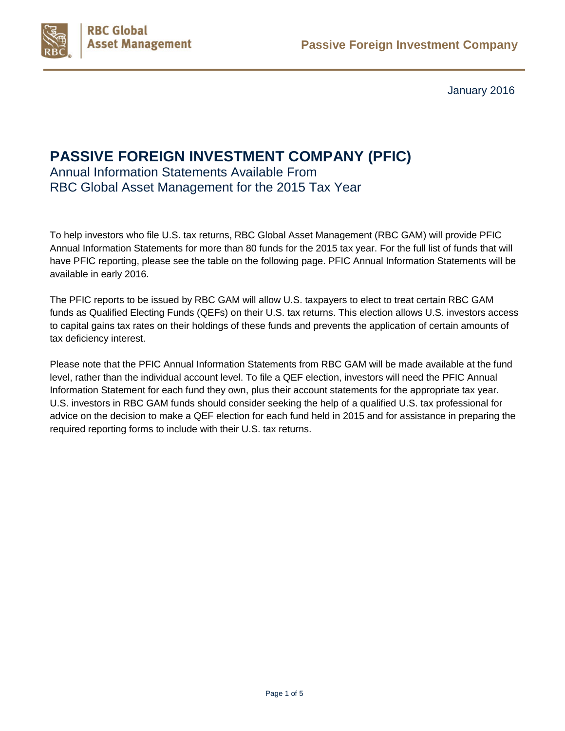January 2016

# PASSIVE FOREIGN INVESTMENT COMPANY (PFIC)

## Annual Information Statements Available From RBC Global Asset Management for the 2015 Tax Year

To help investors who file U.S. tax returns, RBC Global Asset Management (RBC GAM) will provide PFIC Annual Information Statements for more than 80 funds for the 2015 tax year. For the full list of funds that will have PFIC reporting, please see the table on the following page. PFIC Annual Information Statements will be available in early 2016.

The PFIC reports to be issued by RBC GAM will allow U.S. taxpayers to elect to treat certain RBC GAM funds as Qualified Electing Funds (QEFs) on their U.S. tax returns. This election allows U.S. investors access to capital gains tax rates on their holdings of these funds and prevents the application of certain amounts of tax deficiency interest.

Please note that the PFIC Annual Information Statements from RBC GAM will be made available at the fund level, rather than the individual account level. To file a QEF election, investors will need the PFIC Annual Information Statement for each fund they own, plus their account statements for the appropriate tax year. U.S. investors in RBC GAM funds should consider seeking the help of a qualified U.S. tax professional for advice on the decision to make a QEF election for each fund held in 2015 and for assistance in preparing the required reporting forms to include with their U.S. tax returns.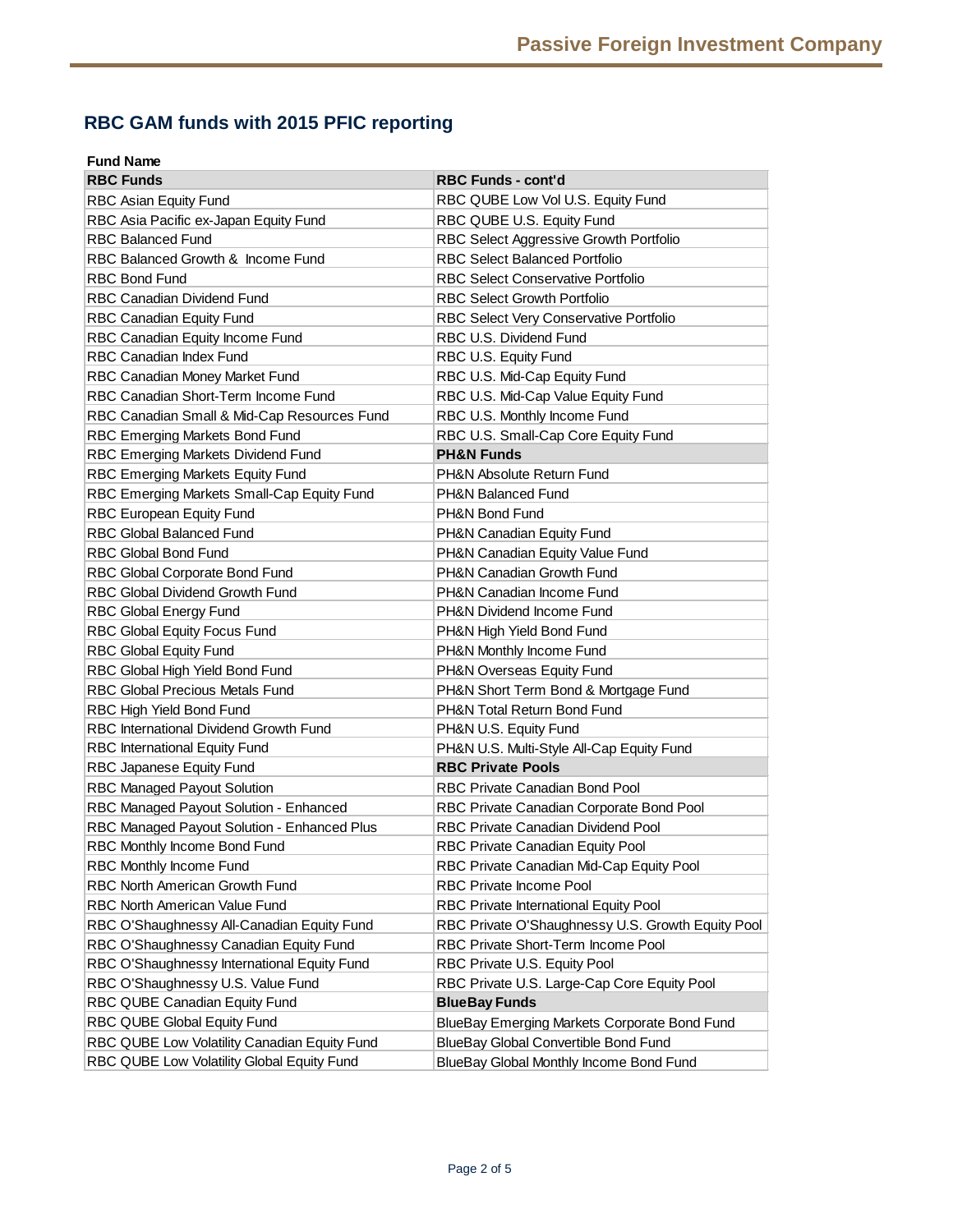## RBC GAM funds with 2015 PFIC reporting

| Fund Name | |
|---|---|
| **RBC Funds** | **RBC Funds - cont'd** |
| RBC Asian Equity Fund | RBC QUBE Low Vol U.S. Equity Fund |
| RBC Asia Pacific ex-Japan Equity Fund | RBC QUBE U.S. Equity Fund |
| RBC Balanced Fund | RBC Select Aggressive Growth Portfolio |
| RBC Balanced Growth & Income Fund | RBC Select Balanced Portfolio |
| RBC Bond Fund | RBC Select Conservative Portfolio |
| RBC Canadian Dividend Fund | RBC Select Growth Portfolio |
| RBC Canadian Equity Fund | RBC Select Very Conservative Portfolio |
| RBC Canadian Equity Income Fund | RBC U.S. Dividend Fund |
| RBC Canadian Index Fund | RBC U.S. Equity Fund |
| RBC Canadian Money Market Fund | RBC U.S. Mid-Cap Equity Fund |
| RBC Canadian Short-Term Income Fund | RBC U.S. Mid-Cap Value Equity Fund |
| RBC Canadian Small & Mid-Cap Resources Fund | RBC U.S. Monthly Income Fund |
| RBC Emerging Markets Bond Fund | RBC U.S. Small-Cap Core Equity Fund |
| RBC Emerging Markets Dividend Fund | **PH&N Funds** |
| RBC Emerging Markets Equity Fund | PH&N Absolute Return Fund |
| RBC Emerging Markets Small-Cap Equity Fund | PH&N Balanced Fund |
| RBC European Equity Fund | PH&N Bond Fund |
| RBC Global Balanced Fund | PH&N Canadian Equity Fund |
| RBC Global Bond Fund | PH&N Canadian Equity Value Fund |
| RBC Global Corporate Bond Fund | PH&N Canadian Growth Fund |
| RBC Global Dividend Growth Fund | PH&N Canadian Income Fund |
| RBC Global Energy Fund | PH&N Dividend Income Fund |
| RBC Global Equity Focus Fund | PH&N High Yield Bond Fund |
| RBC Global Equity Fund | PH&N Monthly Income Fund |
| RBC Global High Yield Bond Fund | PH&N Overseas Equity Fund |
| RBC Global Precious Metals Fund | PH&N Short Term Bond & Mortgage Fund |
| RBC High Yield Bond Fund | PH&N Total Return Bond Fund |
| RBC International Dividend Growth Fund | PH&N U.S. Equity Fund |
| RBC International Equity Fund | PH&N U.S. Multi-Style All-Cap Equity Fund |
| RBC Japanese Equity Fund | **RBC Private Pools** |
| RBC Managed Payout Solution | RBC Private Canadian Bond Pool |
| RBC Managed Payout Solution - Enhanced | RBC Private Canadian Corporate Bond Pool |
| RBC Managed Payout Solution - Enhanced Plus | RBC Private Canadian Dividend Pool |
| RBC Monthly Income Bond Fund | RBC Private Canadian Equity Pool |
| RBC Monthly Income Fund | RBC Private Canadian Mid-Cap Equity Pool |
| RBC North American Growth Fund | RBC Private Income Pool |
| RBC North American Value Fund | RBC Private International Equity Pool |
| RBC O'Shaughnessy All-Canadian Equity Fund | RBC Private O'Shaughnessy U.S. Growth Equity Pool |
| RBC O'Shaughnessy Canadian Equity Fund | RBC Private Short-Term Income Pool |
| RBC O'Shaughnessy International Equity Fund | RBC Private U.S. Equity Pool |
| RBC O'Shaughnessy U.S. Value Fund | RBC Private U.S. Large-Cap Core Equity Pool |
| RBC QUBE Canadian Equity Fund | **BlueBay Funds** |
| RBC QUBE Global Equity Fund | BlueBay Emerging Markets Corporate Bond Fund |
| RBC QUBE Low Volatility Canadian Equity Fund | BlueBay Global Convertible Bond Fund |
| RBC QUBE Low Volatility Global Equity Fund | BlueBay Global Monthly Income Bond Fund |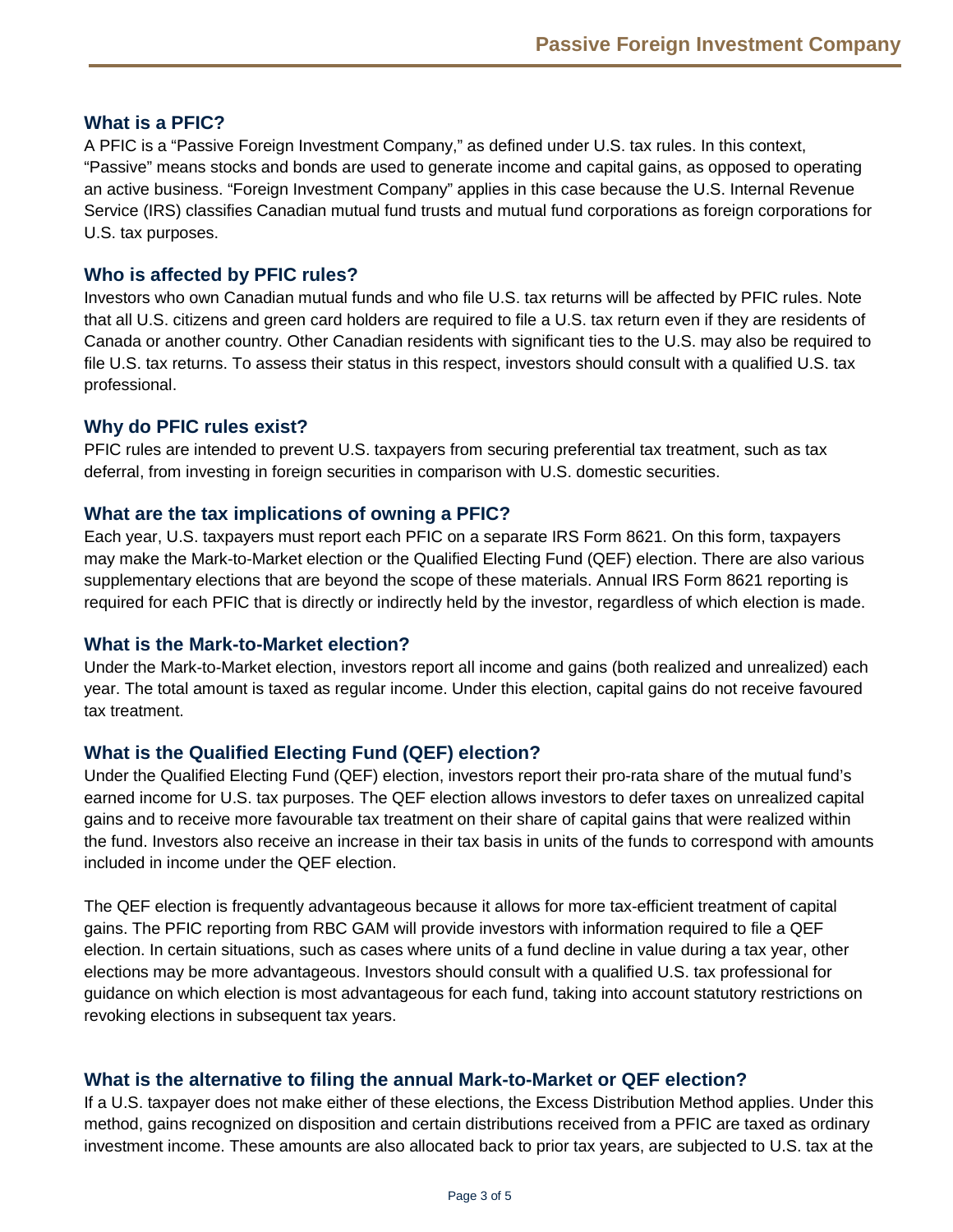## What is a PFIC?

A PFIC is a “Passive Foreign Investment Company,” as defined under U.S. tax rules. In this context, “Passive” means stocks and bonds are used to generate income and capital gains, as opposed to operating an active business. “Foreign Investment Company” applies in this case because the U.S. Internal Revenue Service (IRS) classifies Canadian mutual fund trusts and mutual fund corporations as foreign corporations for U.S. tax purposes.

## Who is affected by PFIC rules?

Investors who own Canadian mutual funds and who file U.S. tax returns will be affected by PFIC rules. Note that all U.S. citizens and green card holders are required to file a U.S. tax return even if they are residents of Canada or another country. Other Canadian residents with significant ties to the U.S. may also be required to file U.S. tax returns. To assess their status in this respect, investors should consult with a qualified U.S. tax professional.

## Why do PFIC rules exist?

PFIC rules are intended to prevent U.S. taxpayers from securing preferential tax treatment, such as tax deferral, from investing in foreign securities in comparison with U.S. domestic securities.

## What are the tax implications of owning a PFIC?

Each year, U.S. taxpayers must report each PFIC on a separate IRS Form 8621. On this form, taxpayers may make the Mark-to-Market election or the Qualified Electing Fund (QEF) election. There are also various supplementary elections that are beyond the scope of these materials. Annual IRS Form 8621 reporting is required for each PFIC that is directly or indirectly held by the investor, regardless of which election is made.

## What is the Mark-to-Market election?

Under the Mark-to-Market election, investors report all income and gains (both realized and unrealized) each year. The total amount is taxed as regular income. Under this election, capital gains do not receive favoured tax treatment.

## What is the Qualified Electing Fund (QEF) election?

Under the Qualified Electing Fund (QEF) election, investors report their pro-rata share of the mutual fund’s earned income for U.S. tax purposes. The QEF election allows investors to defer taxes on unrealized capital gains and to receive more favourable tax treatment on their share of capital gains that were realized within the fund. Investors also receive an increase in their tax basis in units of the funds to correspond with amounts included in income under the QEF election.

The QEF election is frequently advantageous because it allows for more tax-efficient treatment of capital gains. The PFIC reporting from RBC GAM will provide investors with information required to file a QEF election. In certain situations, such as cases where units of a fund decline in value during a tax year, other elections may be more advantageous. Investors should consult with a qualified U.S. tax professional for guidance on which election is most advantageous for each fund, taking into account statutory restrictions on revoking elections in subsequent tax years.

## What is the alternative to filing the annual Mark-to-Market or QEF election?

If a U.S. taxpayer does not make either of these elections, the Excess Distribution Method applies. Under this method, gains recognized on disposition and certain distributions received from a PFIC are taxed as ordinary investment income. These amounts are also allocated back to prior tax years, are subjected to U.S. tax at the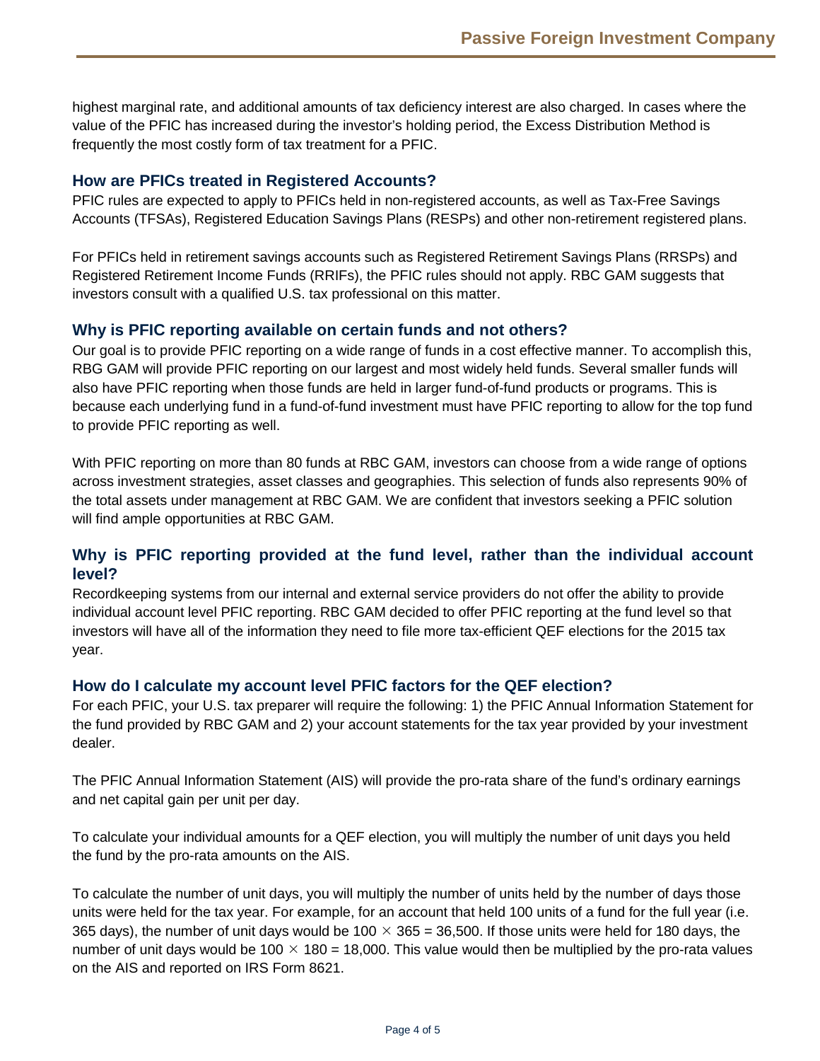highest marginal rate, and additional amounts of tax deficiency interest are also charged. In cases where the value of the PFIC has increased during the investor's holding period, the Excess Distribution Method is frequently the most costly form of tax treatment for a PFIC.

### How are PFICs treated in Registered Accounts?

PFIC rules are expected to apply to PFICs held in non-registered accounts, as well as Tax-Free Savings Accounts (TFSAs), Registered Education Savings Plans (RESPs) and other non-retirement registered plans.

For PFICs held in retirement savings accounts such as Registered Retirement Savings Plans (RRSPs) and Registered Retirement Income Funds (RRIFs), the PFIC rules should not apply. RBC GAM suggests that investors consult with a qualified U.S. tax professional on this matter.

### Why is PFIC reporting available on certain funds and not others?

Our goal is to provide PFIC reporting on a wide range of funds in a cost effective manner. To accomplish this, RBG GAM will provide PFIC reporting on our largest and most widely held funds. Several smaller funds will also have PFIC reporting when those funds are held in larger fund-of-fund products or programs. This is because each underlying fund in a fund-of-fund investment must have PFIC reporting to allow for the top fund to provide PFIC reporting as well.

With PFIC reporting on more than 80 funds at RBC GAM, investors can choose from a wide range of options across investment strategies, asset classes and geographies. This selection of funds also represents 90% of the total assets under management at RBC GAM. We are confident that investors seeking a PFIC solution will find ample opportunities at RBC GAM.

### Why is PFIC reporting provided at the fund level, rather than the individual account level?

Recordkeeping systems from our internal and external service providers do not offer the ability to provide individual account level PFIC reporting. RBC GAM decided to offer PFIC reporting at the fund level so that investors will have all of the information they need to file more tax-efficient QEF elections for the 2015 tax year.

### How do I calculate my account level PFIC factors for the QEF election?

For each PFIC, your U.S. tax preparer will require the following: 1) the PFIC Annual Information Statement for the fund provided by RBC GAM and 2) your account statements for the tax year provided by your investment dealer.

The PFIC Annual Information Statement (AIS) will provide the pro-rata share of the fund's ordinary earnings and net capital gain per unit per day.

To calculate your individual amounts for a QEF election, you will multiply the number of unit days you held the fund by the pro-rata amounts on the AIS.

To calculate the number of unit days, you will multiply the number of units held by the number of days those units were held for the tax year. For example, for an account that held 100 units of a fund for the full year (i.e. 365 days), the number of unit days would be $100 \times 365 = 36{,}500$. If those units were held for 180 days, the number of unit days would be $100 \times 180 = 18{,}000$. This value would then be multiplied by the pro-rata values on the AIS and reported on IRS Form 8621.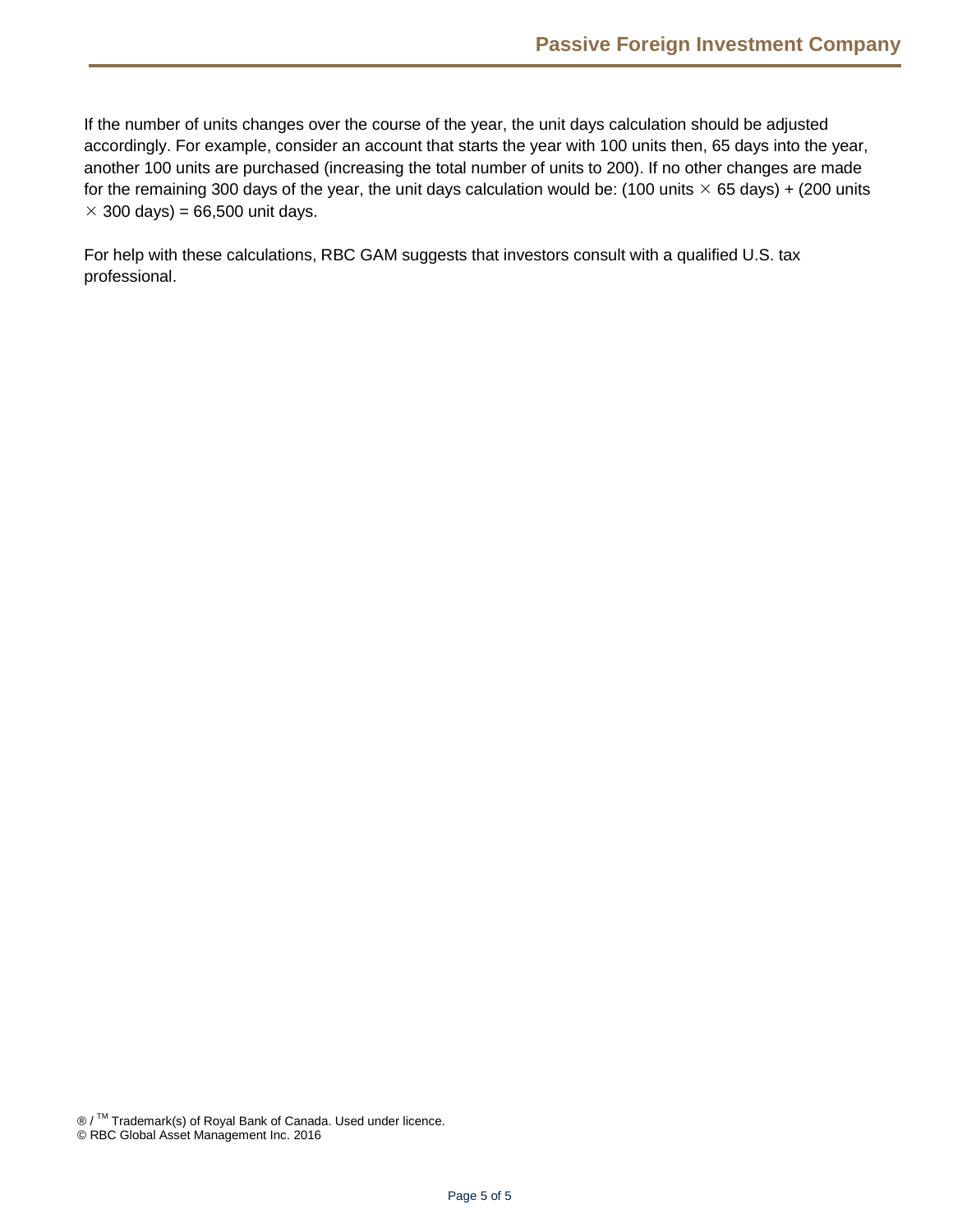If the number of units changes over the course of the year, the unit days calculation should be adjusted accordingly. For example, consider an account that starts the year with 100 units then, 65 days into the year, another 100 units are purchased (increasing the total number of units to 200). If no other changes are made for the remaining 300 days of the year, the unit days calculation would be: (100 units $\times$ 65 days) + (200 units $\times$ 300 days) = 66,500 unit days.

For help with these calculations, RBC GAM suggests that investors consult with a qualified U.S. tax professional.

® / ™ Trademark(s) of Royal Bank of Canada. Used under licence.
© RBC Global Asset Management Inc. 2016